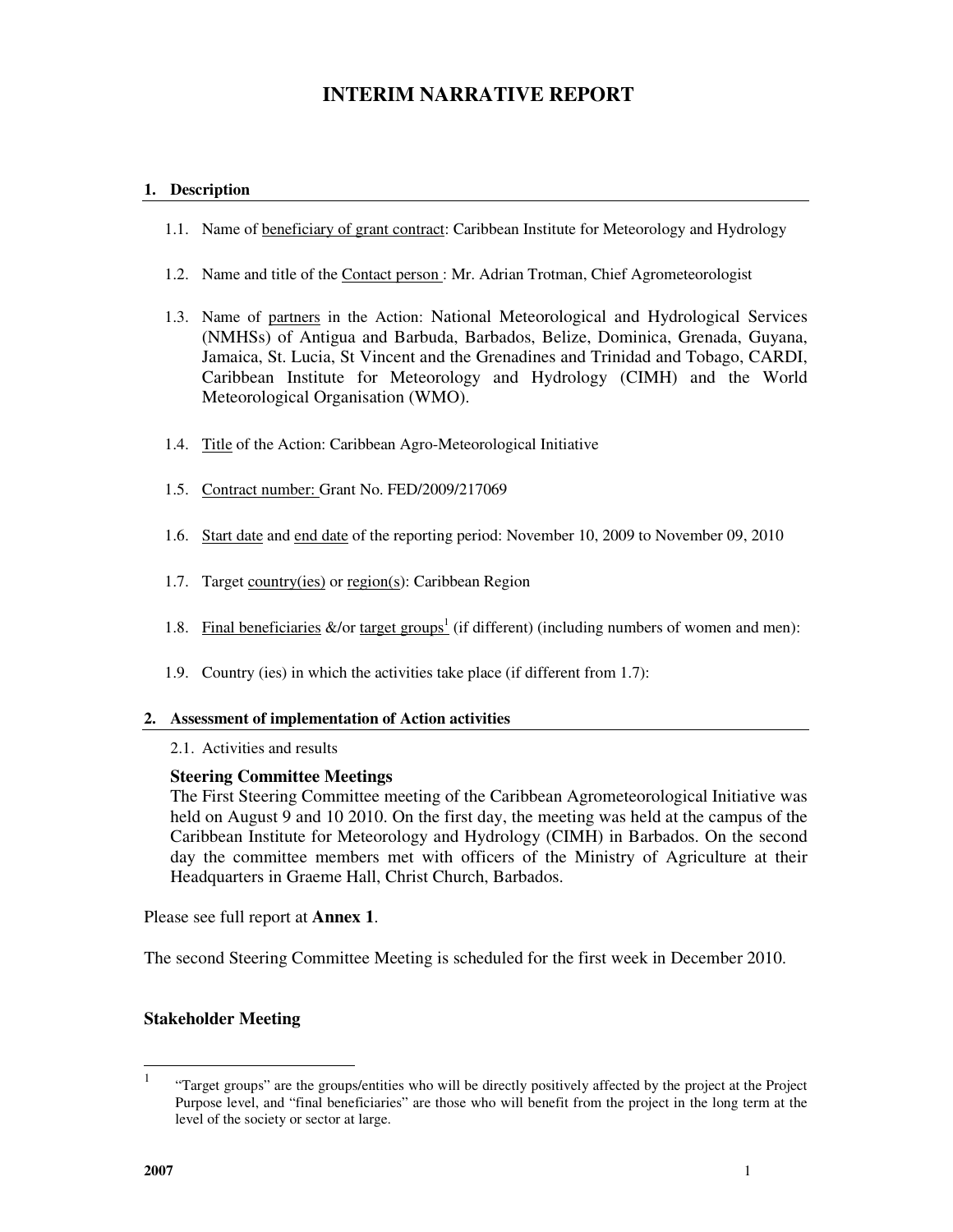# INTERIM NARRATIVE REPORT

## 1. Description

1.1. Name of beneficiary of grant contract: Caribbean Institute for Meteorology and Hydrology

1.2. Name and title of the Contact person : Mr. Adrian Trotman, Chief Agrometeorologist

1.3. Name of partners in the Action: National Meteorological and Hydrological Services (NMHSs) of Antigua and Barbuda, Barbados, Belize, Dominica, Grenada, Guyana, Jamaica, St. Lucia, St Vincent and the Grenadines and Trinidad and Tobago, CARDI, Caribbean Institute for Meteorology and Hydrology (CIMH) and the World Meteorological Organisation (WMO).

1.4. Title of the Action: Caribbean Agro-Meteorological Initiative

1.5. Contract number: Grant No. FED/2009/217069

1.6. Start date and end date of the reporting period: November 10, 2009 to November 09, 2010

1.7. Target country(ies) or region(s): Caribbean Region

1.8. Final beneficiaries &/or target groups[1] (if different) (including numbers of women and men):

1.9. Country (ies) in which the activities take place (if different from 1.7):

## 2. Assessment of implementation of Action activities

2.1. Activities and results

**Steering Committee Meetings**

The First Steering Committee meeting of the Caribbean Agrometeorological Initiative was held on August 9 and 10 2010. On the first day, the meeting was held at the campus of the Caribbean Institute for Meteorology and Hydrology (CIMH) in Barbados. On the second day the committee members met with officers of the Ministry of Agriculture at their Headquarters in Graeme Hall, Christ Church, Barbados.

Please see full report at **Annex 1**.

The second Steering Committee Meeting is scheduled for the first week in December 2010.

**Stakeholder Meeting**

[1] "Target groups" are the groups/entities who will be directly positively affected by the project at the Project Purpose level, and "final beneficiaries" are those who will benefit from the project in the long term at the level of the society or sector at large.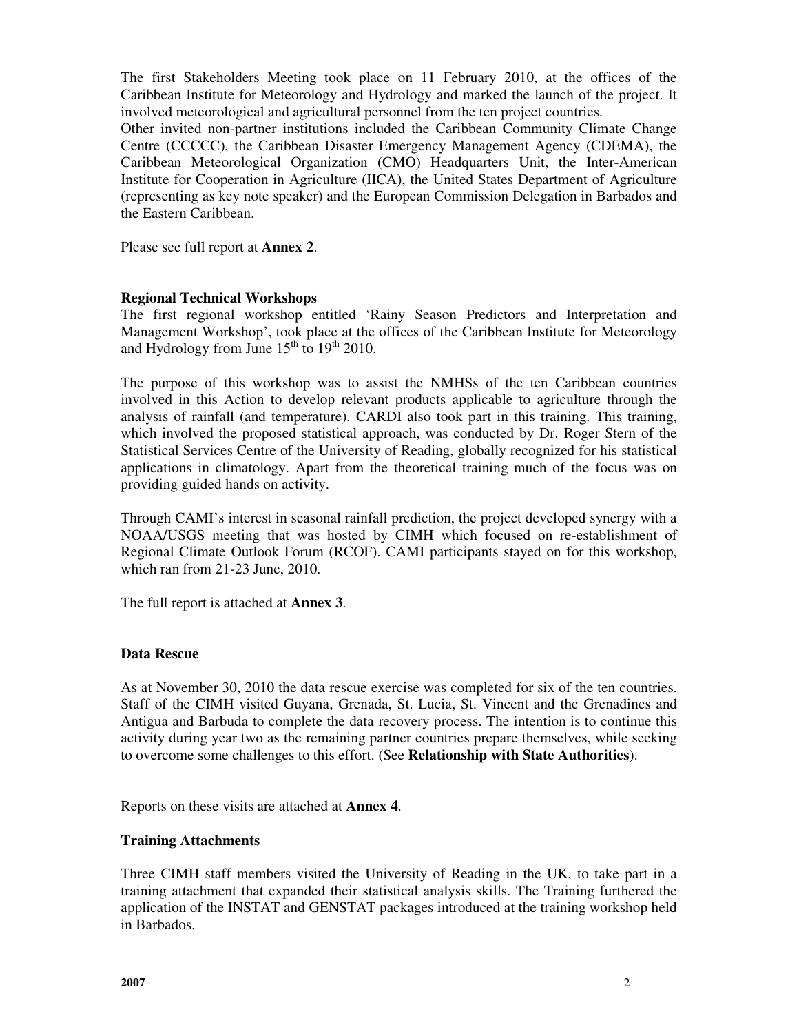The first Stakeholders Meeting took place on 11 February 2010, at the offices of the Caribbean Institute for Meteorology and Hydrology and marked the launch of the project. It involved meteorological and agricultural personnel from the ten project countries.
Other invited non-partner institutions included the Caribbean Community Climate Change Centre (CCCCC), the Caribbean Disaster Emergency Management Agency (CDEMA), the Caribbean Meteorological Organization (CMO) Headquarters Unit, the Inter-American Institute for Cooperation in Agriculture (IICA), the United States Department of Agriculture (representing as key note speaker) and the European Commission Delegation in Barbados and the Eastern Caribbean.

Please see full report at **Annex 2**.

### Regional Technical Workshops

The first regional workshop entitled 'Rainy Season Predictors and Interpretation and Management Workshop', took place at the offices of the Caribbean Institute for Meteorology and Hydrology from June 15th to 19th 2010.

The purpose of this workshop was to assist the NMHSs of the ten Caribbean countries involved in this Action to develop relevant products applicable to agriculture through the analysis of rainfall (and temperature). CARDI also took part in this training. This training, which involved the proposed statistical approach, was conducted by Dr. Roger Stern of the Statistical Services Centre of the University of Reading, globally recognized for his statistical applications in climatology. Apart from the theoretical training much of the focus was on providing guided hands on activity.

Through CAMI's interest in seasonal rainfall prediction, the project developed synergy with a NOAA/USGS meeting that was hosted by CIMH which focused on re-establishment of Regional Climate Outlook Forum (RCOF). CAMI participants stayed on for this workshop, which ran from 21-23 June, 2010.

The full report is attached at **Annex 3**.

### Data Rescue

As at November 30, 2010 the data rescue exercise was completed for six of the ten countries. Staff of the CIMH visited Guyana, Grenada, St. Lucia, St. Vincent and the Grenadines and Antigua and Barbuda to complete the data recovery process. The intention is to continue this activity during year two as the remaining partner countries prepare themselves, while seeking to overcome some challenges to this effort. (See **Relationship with State Authorities**).

Reports on these visits are attached at **Annex 4**.

### Training Attachments

Three CIMH staff members visited the University of Reading in the UK, to take part in a training attachment that expanded their statistical analysis skills. The Training furthered the application of the INSTAT and GENSTAT packages introduced at the training workshop held in Barbados.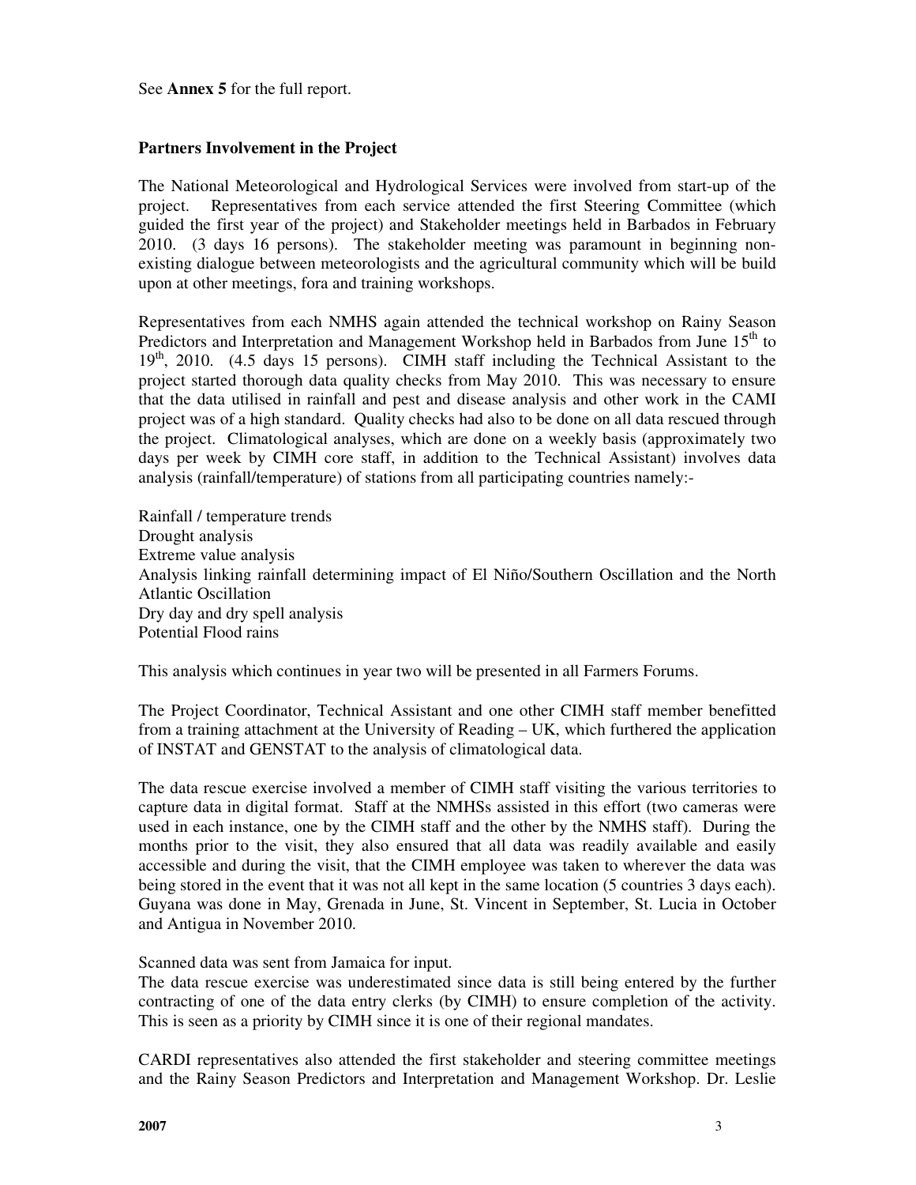See **Annex 5** for the full report.

**Partners Involvement in the Project**

The National Meteorological and Hydrological Services were involved from start-up of the project. Representatives from each service attended the first Steering Committee (which guided the first year of the project) and Stakeholder meetings held in Barbados in February 2010. (3 days 16 persons). The stakeholder meeting was paramount in beginning non-existing dialogue between meteorologists and the agricultural community which will be build upon at other meetings, fora and training workshops.

Representatives from each NMHS again attended the technical workshop on Rainy Season Predictors and Interpretation and Management Workshop held in Barbados from June 15th to 19th, 2010. (4.5 days 15 persons). CIMH staff including the Technical Assistant to the project started thorough data quality checks from May 2010. This was necessary to ensure that the data utilised in rainfall and pest and disease analysis and other work in the CAMI project was of a high standard. Quality checks had also to be done on all data rescued through the project. Climatological analyses, which are done on a weekly basis (approximately two days per week by CIMH core staff, in addition to the Technical Assistant) involves data analysis (rainfall/temperature) of stations from all participating countries namely:-

Rainfall / temperature trends
Drought analysis
Extreme value analysis
Analysis linking rainfall determining impact of El Niño/Southern Oscillation and the North Atlantic Oscillation
Dry day and dry spell analysis
Potential Flood rains

This analysis which continues in year two will be presented in all Farmers Forums.

The Project Coordinator, Technical Assistant and one other CIMH staff member benefitted from a training attachment at the University of Reading – UK, which furthered the application of INSTAT and GENSTAT to the analysis of climatological data.

The data rescue exercise involved a member of CIMH staff visiting the various territories to capture data in digital format. Staff at the NMHSs assisted in this effort (two cameras were used in each instance, one by the CIMH staff and the other by the NMHS staff). During the months prior to the visit, they also ensured that all data was readily available and easily accessible and during the visit, that the CIMH employee was taken to wherever the data was being stored in the event that it was not all kept in the same location (5 countries 3 days each). Guyana was done in May, Grenada in June, St. Vincent in September, St. Lucia in October and Antigua in November 2010.

Scanned data was sent from Jamaica for input.
The data rescue exercise was underestimated since data is still being entered by the further contracting of one of the data entry clerks (by CIMH) to ensure completion of the activity. This is seen as a priority by CIMH since it is one of their regional mandates.

CARDI representatives also attended the first stakeholder and steering committee meetings and the Rainy Season Predictors and Interpretation and Management Workshop. Dr. Leslie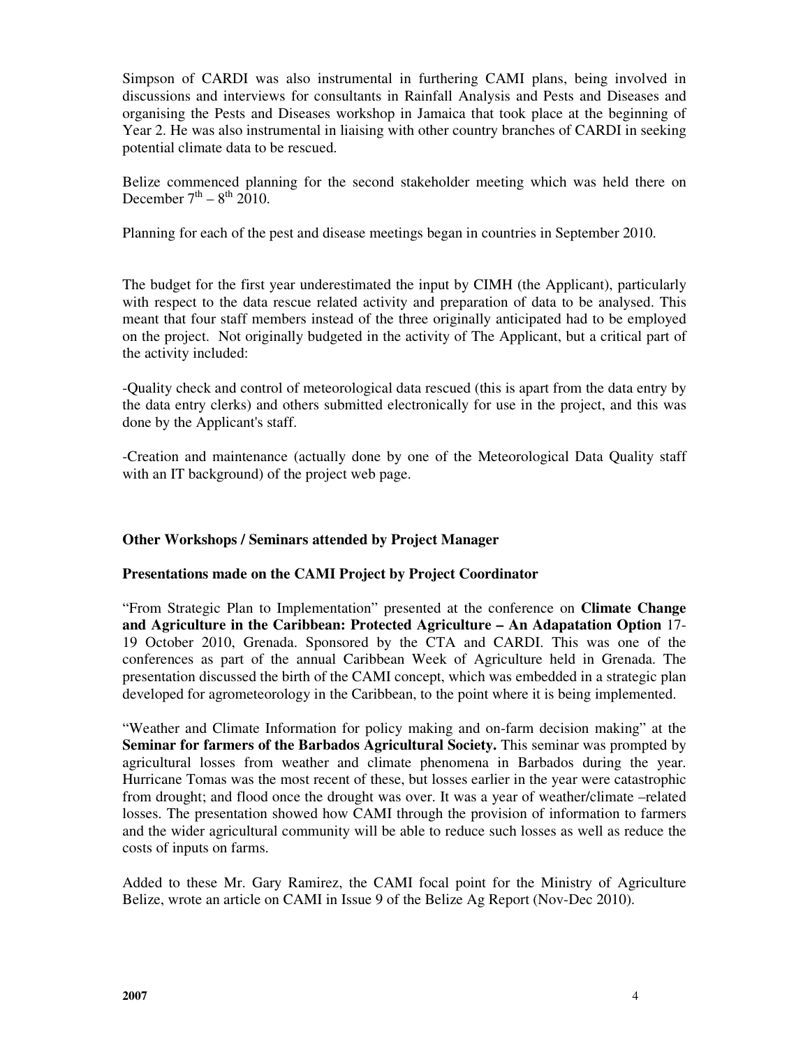Simpson of CARDI was also instrumental in furthering CAMI plans, being involved in discussions and interviews for consultants in Rainfall Analysis and Pests and Diseases and organising the Pests and Diseases workshop in Jamaica that took place at the beginning of Year 2. He was also instrumental in liaising with other country branches of CARDI in seeking potential climate data to be rescued.

Belize commenced planning for the second stakeholder meeting which was held there on December 7th – 8th 2010.

Planning for each of the pest and disease meetings began in countries in September 2010.

The budget for the first year underestimated the input by CIMH (the Applicant), particularly with respect to the data rescue related activity and preparation of data to be analysed. This meant that four staff members instead of the three originally anticipated had to be employed on the project. Not originally budgeted in the activity of The Applicant, but a critical part of the activity included:

-Quality check and control of meteorological data rescued (this is apart from the data entry by the data entry clerks) and others submitted electronically for use in the project, and this was done by the Applicant's staff.

-Creation and maintenance (actually done by one of the Meteorological Data Quality staff with an IT background) of the project web page.

**Other Workshops / Seminars attended by Project Manager**

**Presentations made on the CAMI Project by Project Coordinator**

"From Strategic Plan to Implementation" presented at the conference on **Climate Change and Agriculture in the Caribbean: Protected Agriculture – An Adapatation Option** 17-19 October 2010, Grenada. Sponsored by the CTA and CARDI. This was one of the conferences as part of the annual Caribbean Week of Agriculture held in Grenada. The presentation discussed the birth of the CAMI concept, which was embedded in a strategic plan developed for agrometeorology in the Caribbean, to the point where it is being implemented.

"Weather and Climate Information for policy making and on-farm decision making" at the **Seminar for farmers of the Barbados Agricultural Society.** This seminar was prompted by agricultural losses from weather and climate phenomena in Barbados during the year. Hurricane Tomas was the most recent of these, but losses earlier in the year were catastrophic from drought; and flood once the drought was over. It was a year of weather/climate –related losses. The presentation showed how CAMI through the provision of information to farmers and the wider agricultural community will be able to reduce such losses as well as reduce the costs of inputs on farms.

Added to these Mr. Gary Ramirez, the CAMI focal point for the Ministry of Agriculture Belize, wrote an article on CAMI in Issue 9 of the Belize Ag Report (Nov-Dec 2010).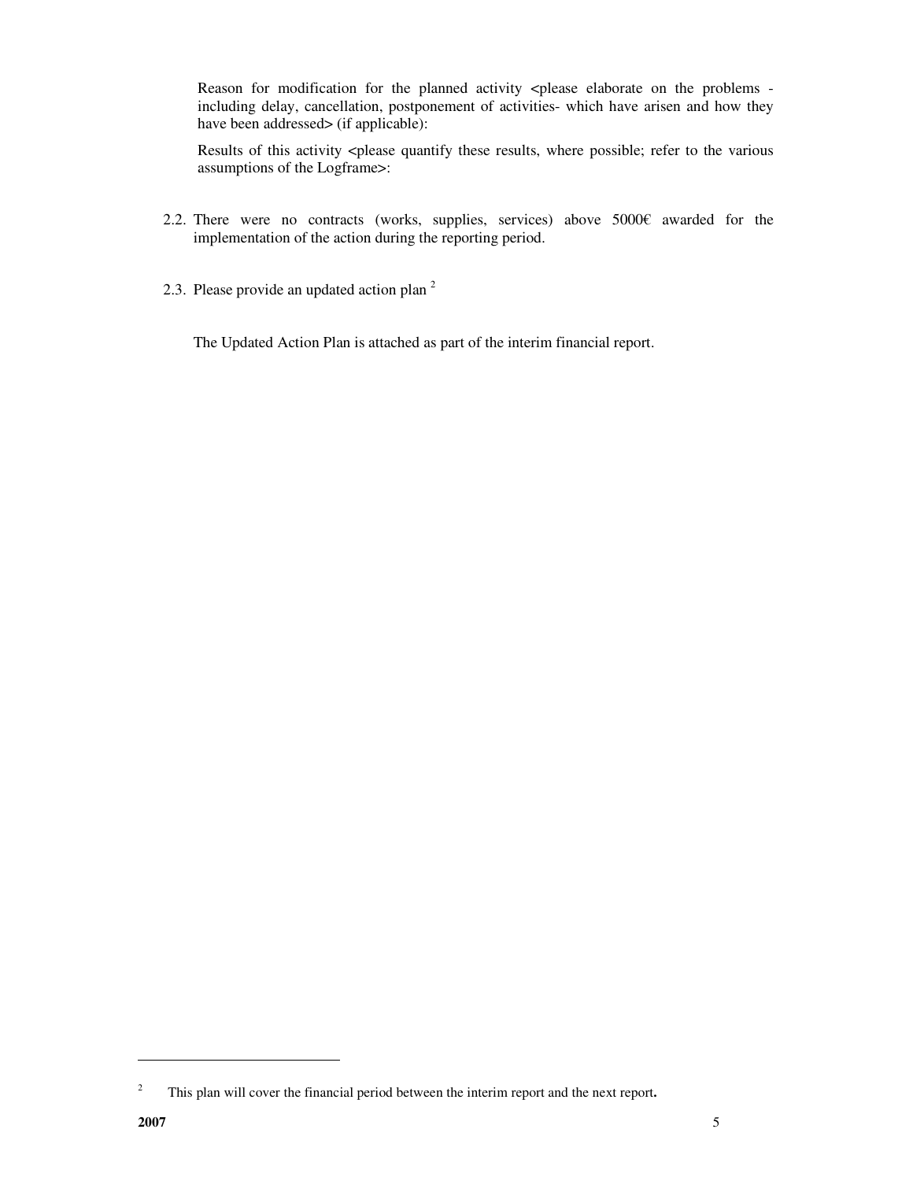Reason for modification for the planned activity <please elaborate on the problems - including delay, cancellation, postponement of activities- which have arisen and how they have been addressed> (if applicable):

Results of this activity <please quantify these results, where possible; refer to the various assumptions of the Logframe>:

2.2. There were no contracts (works, supplies, services) above 5000€ awarded for the implementation of the action during the reporting period.

2.3. Please provide an updated action plan [2]

The Updated Action Plan is attached as part of the interim financial report.

---

[2] This plan will cover the financial period between the interim report and the next report**.**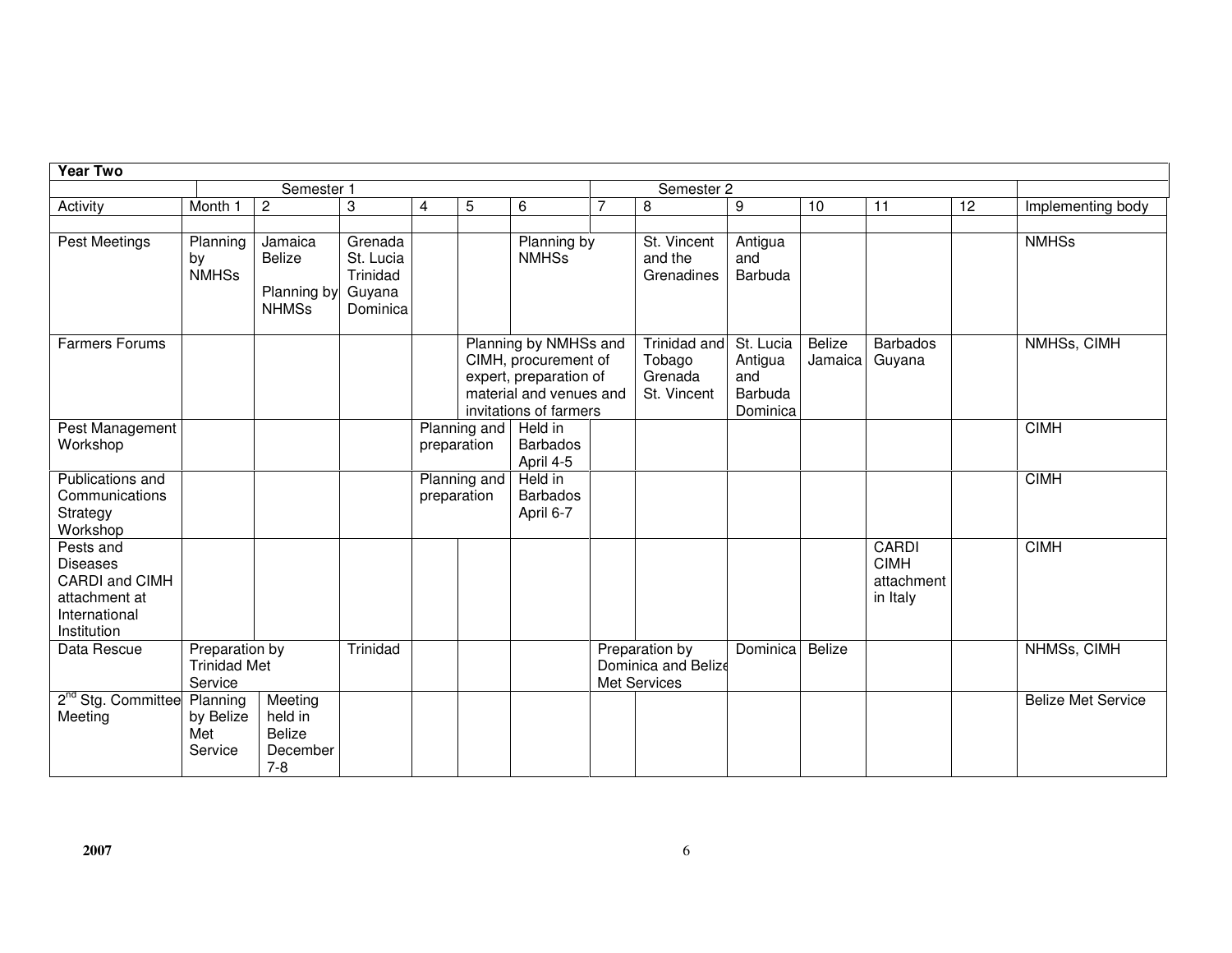| Year Two | | | | | | | | | | | | | |
|---|---|---|---|---|---|---|---|---|---|---|---|---|---|
| | Semester 1 | | | | | | Semester 2 | | | | | | |
| Activity | Month 1 | 2 | 3 | 4 | 5 | 6 | 7 | 8 | 9 | 10 | 11 | 12 | Implementing body |
| | | | | | | | | | | | | | |
| Pest Meetings | Planning by NMHSs | Jamaica Belize Planning by NHMSs | Grenada St. Lucia Trinidad Guyana Dominica | | | Planning by NMHSs | | St. Vincent and the Grenadines | Antigua and Barbuda | | | | NMHSs |
| Farmers Forums | | | | | Planning by NMHSs and CIMH, procurement of expert, preparation of material and venues and invitations of farmers | | | Trinidad and Tobago Grenada St. Vincent | St. Lucia Antigua and Barbuda Dominica | Belize Jamaica | Barbados Guyana | | NMHSs, CIMH |
| Pest Management Workshop | | | | Planning and preparation | | Held in Barbados April 4-5 | | | | | | | CIMH |
| Publications and Communications Strategy Workshop | | | | Planning and preparation | | Held in Barbados April 6-7 | | | | | | | CIMH |
| Pests and Diseases CARDI and CIMH attachment at International Institution | | | | | | | | | | | CARDI CIMH attachment in Italy | | CIMH |
| Data Rescue | Preparation by Trinidad Met Service | | Trinidad | | | | Preparation by Dominica and Belize Met Services | | Dominica | Belize | | | NHMSs, CIMH |
| 2nd Stg. Committee Meeting | Planning by Belize Met Service | Meeting held in Belize December 7-8 | | | | | | | | | | | Belize Met Service |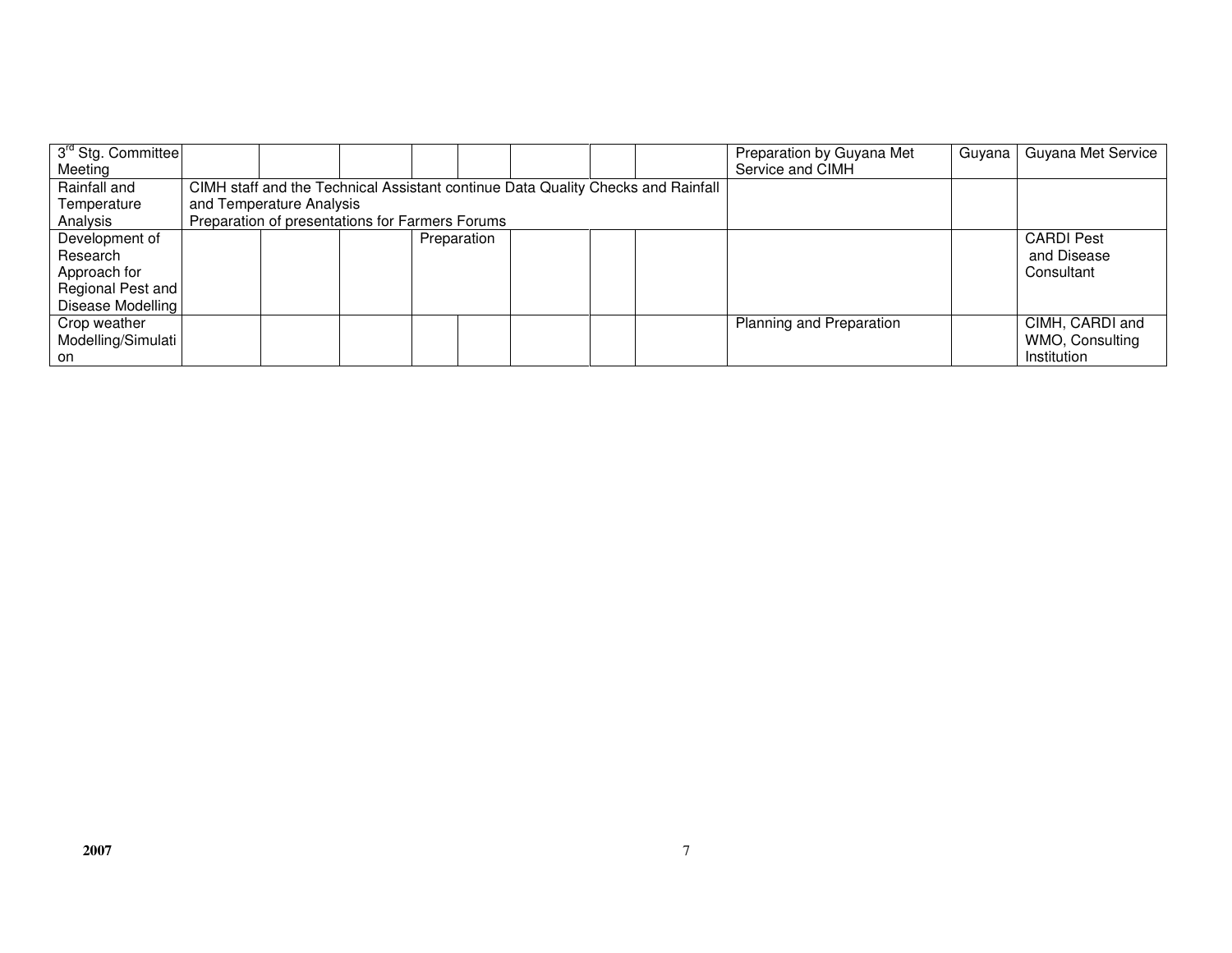| | | | | | | | | | | | |
|---|---|---|---|---|---|---|---|---|---|---|---|
| 3rd Stg. Committee Meeting | | | | | | | | | Preparation by Guyana Met Service and CIMH | Guyana | Guyana Met Service |
| Rainfall and Temperature Analysis | CIMH staff and the Technical Assistant continue Data Quality Checks and Rainfall and Temperature Analysis<br>Preparation of presentations for Farmers Forums | | | | | | | | | | |
| Development of Research Approach for Regional Pest and Disease Modelling | | | | Preparation | | | | | | | CARDI Pest and Disease Consultant |
| Crop weather Modelling/Simulation | | | | | | | | | Planning and Preparation | | CIMH, CARDI and WMO, Consulting Institution |

**2007**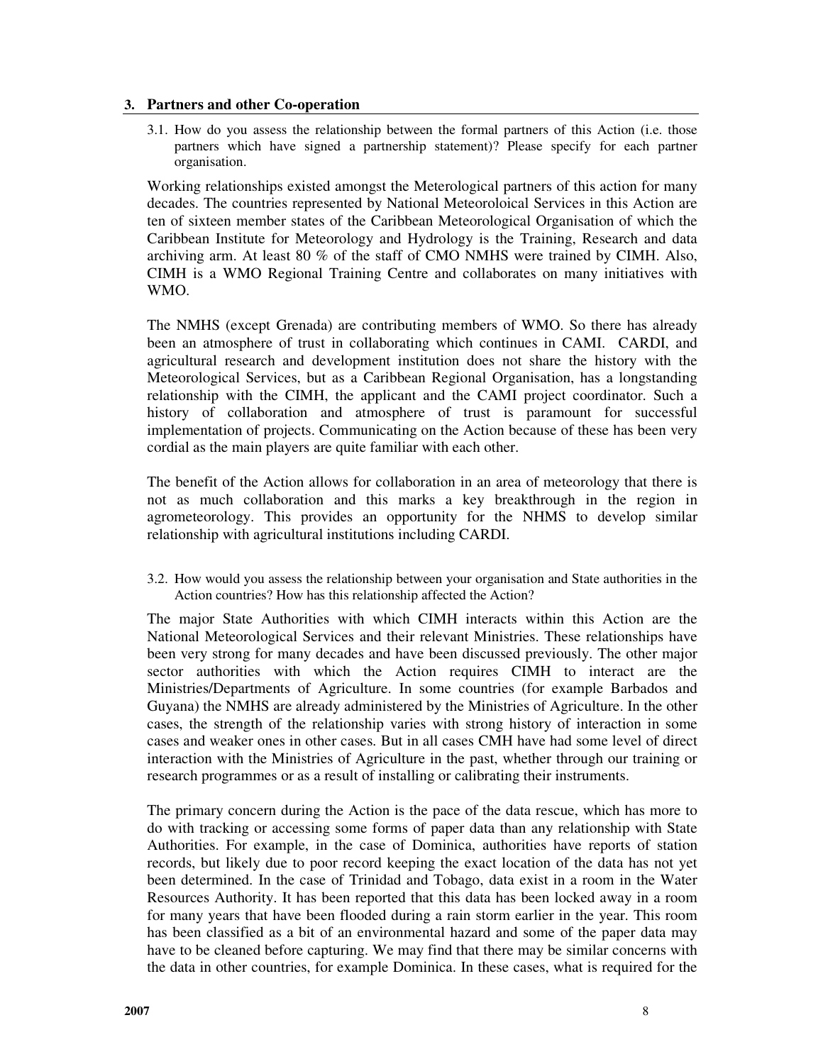## 3. Partners and other Co-operation

3.1. How do you assess the relationship between the formal partners of this Action (i.e. those partners which have signed a partnership statement)? Please specify for each partner organisation.

Working relationships existed amongst the Meterological partners of this action for many decades. The countries represented by National Meteoroloical Services in this Action are ten of sixteen member states of the Caribbean Meteorological Organisation of which the Caribbean Institute for Meteorology and Hydrology is the Training, Research and data archiving arm. At least 80 % of the staff of CMO NMHS were trained by CIMH. Also, CIMH is a WMO Regional Training Centre and collaborates on many initiatives with WMO.

The NMHS (except Grenada) are contributing members of WMO. So there has already been an atmosphere of trust in collaborating which continues in CAMI. CARDI, and agricultural research and development institution does not share the history with the Meteorological Services, but as a Caribbean Regional Organisation, has a longstanding relationship with the CIMH, the applicant and the CAMI project coordinator. Such a history of collaboration and atmosphere of trust is paramount for successful implementation of projects. Communicating on the Action because of these has been very cordial as the main players are quite familiar with each other.

The benefit of the Action allows for collaboration in an area of meteorology that there is not as much collaboration and this marks a key breakthrough in the region in agrometeorology. This provides an opportunity for the NHMS to develop similar relationship with agricultural institutions including CARDI.

3.2. How would you assess the relationship between your organisation and State authorities in the Action countries? How has this relationship affected the Action?

The major State Authorities with which CIMH interacts within this Action are the National Meteorological Services and their relevant Ministries. These relationships have been very strong for many decades and have been discussed previously. The other major sector authorities with which the Action requires CIMH to interact are the Ministries/Departments of Agriculture. In some countries (for example Barbados and Guyana) the NMHS are already administered by the Ministries of Agriculture. In the other cases, the strength of the relationship varies with strong history of interaction in some cases and weaker ones in other cases. But in all cases CMH have had some level of direct interaction with the Ministries of Agriculture in the past, whether through our training or research programmes or as a result of installing or calibrating their instruments.

The primary concern during the Action is the pace of the data rescue, which has more to do with tracking or accessing some forms of paper data than any relationship with State Authorities. For example, in the case of Dominica, authorities have reports of station records, but likely due to poor record keeping the exact location of the data has not yet been determined. In the case of Trinidad and Tobago, data exist in a room in the Water Resources Authority. It has been reported that this data has been locked away in a room for many years that have been flooded during a rain storm earlier in the year. This room has been classified as a bit of an environmental hazard and some of the paper data may have to be cleaned before capturing. We may find that there may be similar concerns with the data in other countries, for example Dominica. In these cases, what is required for the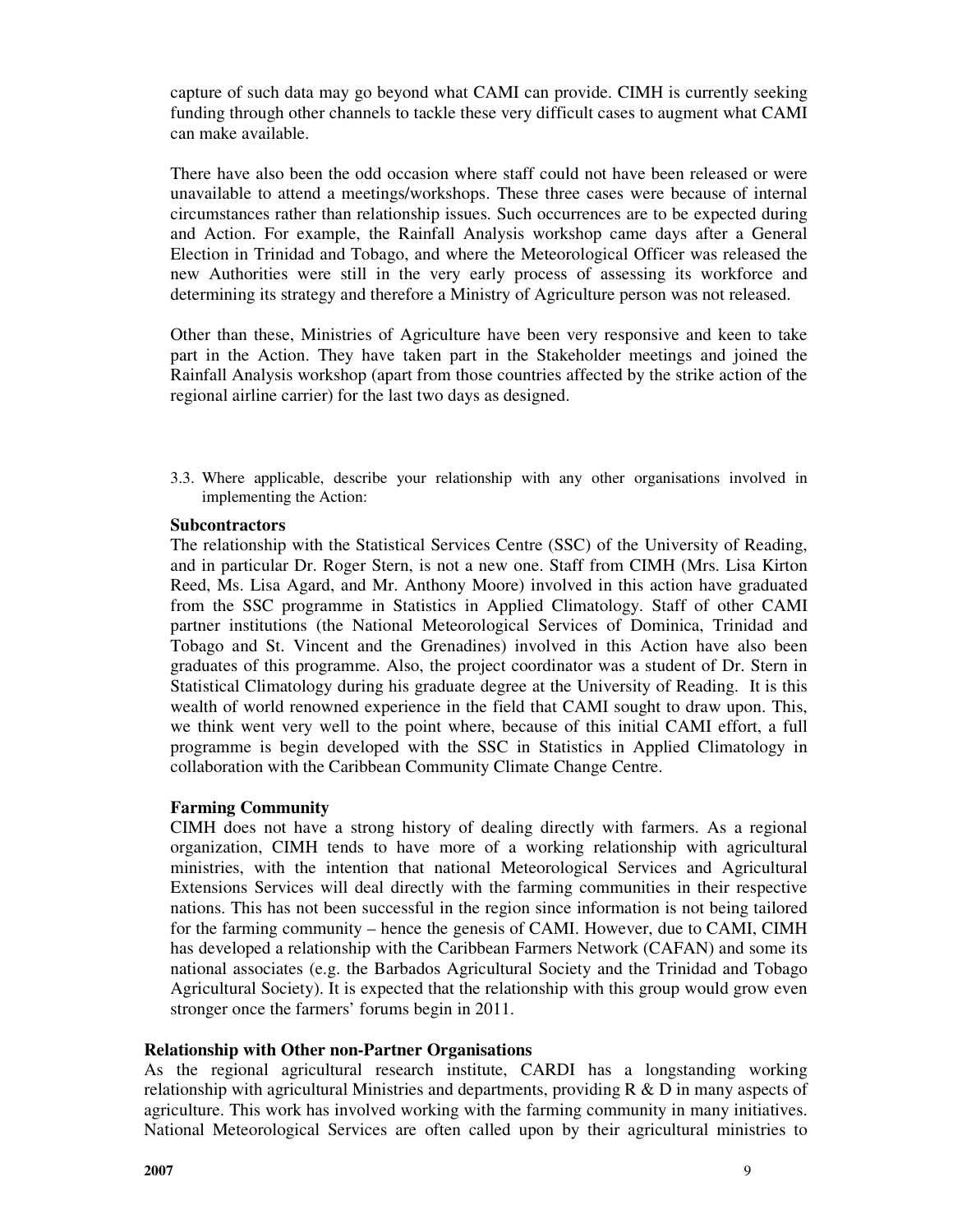capture of such data may go beyond what CAMI can provide. CIMH is currently seeking funding through other channels to tackle these very difficult cases to augment what CAMI can make available.

There have also been the odd occasion where staff could not have been released or were unavailable to attend a meetings/workshops. These three cases were because of internal circumstances rather than relationship issues. Such occurrences are to be expected during and Action. For example, the Rainfall Analysis workshop came days after a General Election in Trinidad and Tobago, and where the Meteorological Officer was released the new Authorities were still in the very early process of assessing its workforce and determining its strategy and therefore a Ministry of Agriculture person was not released.

Other than these, Ministries of Agriculture have been very responsive and keen to take part in the Action. They have taken part in the Stakeholder meetings and joined the Rainfall Analysis workshop (apart from those countries affected by the strike action of the regional airline carrier) for the last two days as designed.

3.3. Where applicable, describe your relationship with any other organisations involved in implementing the Action:

**Subcontractors**

The relationship with the Statistical Services Centre (SSC) of the University of Reading, and in particular Dr. Roger Stern, is not a new one. Staff from CIMH (Mrs. Lisa Kirton Reed, Ms. Lisa Agard, and Mr. Anthony Moore) involved in this action have graduated from the SSC programme in Statistics in Applied Climatology. Staff of other CAMI partner institutions (the National Meteorological Services of Dominica, Trinidad and Tobago and St. Vincent and the Grenadines) involved in this Action have also been graduates of this programme. Also, the project coordinator was a student of Dr. Stern in Statistical Climatology during his graduate degree at the University of Reading. It is this wealth of world renowned experience in the field that CAMI sought to draw upon. This, we think went very well to the point where, because of this initial CAMI effort, a full programme is begin developed with the SSC in Statistics in Applied Climatology in collaboration with the Caribbean Community Climate Change Centre.

**Farming Community**

CIMH does not have a strong history of dealing directly with farmers. As a regional organization, CIMH tends to have more of a working relationship with agricultural ministries, with the intention that national Meteorological Services and Agricultural Extensions Services will deal directly with the farming communities in their respective nations. This has not been successful in the region since information is not being tailored for the farming community – hence the genesis of CAMI. However, due to CAMI, CIMH has developed a relationship with the Caribbean Farmers Network (CAFAN) and some its national associates (e.g. the Barbados Agricultural Society and the Trinidad and Tobago Agricultural Society). It is expected that the relationship with this group would grow even stronger once the farmers' forums begin in 2011.

**Relationship with Other non-Partner Organisations**

As the regional agricultural research institute, CARDI has a longstanding working relationship with agricultural Ministries and departments, providing R & D in many aspects of agriculture. This work has involved working with the farming community in many initiatives. National Meteorological Services are often called upon by their agricultural ministries to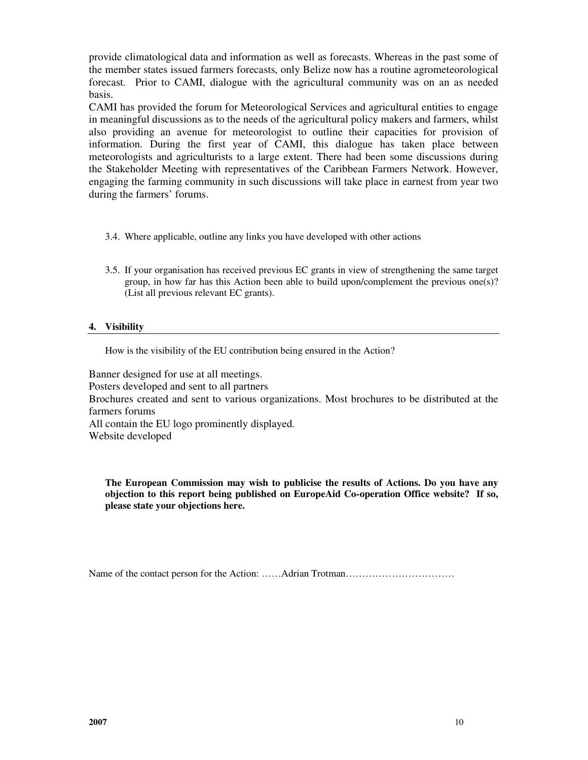provide climatological data and information as well as forecasts. Whereas in the past some of the member states issued farmers forecasts, only Belize now has a routine agrometeorological forecast. Prior to CAMI, dialogue with the agricultural community was on an as needed basis.

CAMI has provided the forum for Meteorological Services and agricultural entities to engage in meaningful discussions as to the needs of the agricultural policy makers and farmers, whilst also providing an avenue for meteorologist to outline their capacities for provision of information. During the first year of CAMI, this dialogue has taken place between meteorologists and agriculturists to a large extent. There had been some discussions during the Stakeholder Meeting with representatives of the Caribbean Farmers Network. However, engaging the farming community in such discussions will take place in earnest from year two during the farmers' forums.

3.4. Where applicable, outline any links you have developed with other actions

3.5. If your organisation has received previous EC grants in view of strengthening the same target group, in how far has this Action been able to build upon/complement the previous one(s)? (List all previous relevant EC grants).

## 4. Visibility

How is the visibility of the EU contribution being ensured in the Action?

Banner designed for use at all meetings.
Posters developed and sent to all partners
Brochures created and sent to various organizations. Most brochures to be distributed at the farmers forums
All contain the EU logo prominently displayed.
Website developed

**The European Commission may wish to publicise the results of Actions. Do you have any objection to this report being published on EuropeAid Co-operation Office website? If so, please state your objections here.**

Name of the contact person for the Action: ……Adrian Trotman……………………………